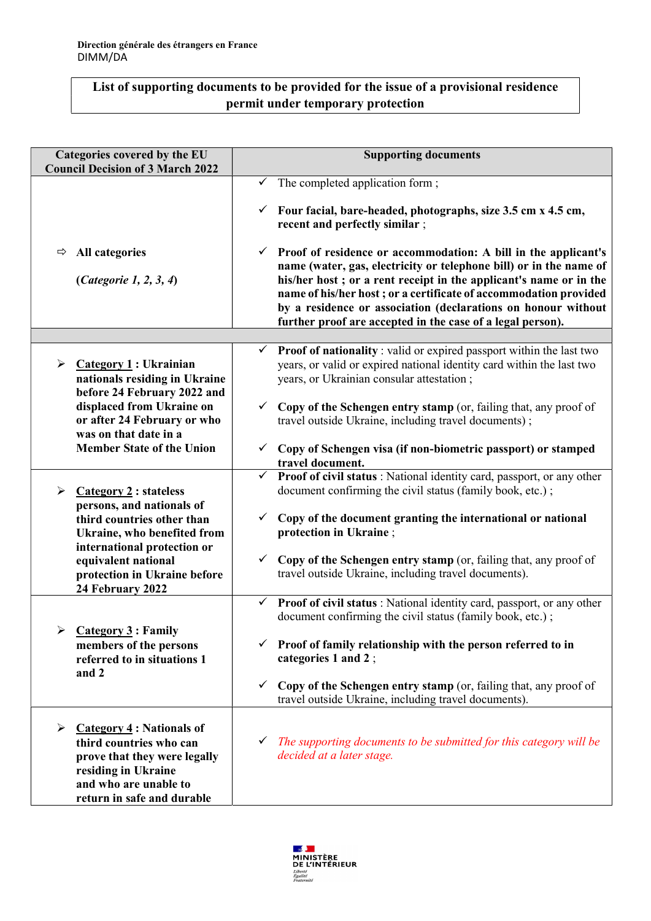**Direction générale des étrangers en France**
DIMM/DA

# List of supporting documents to be provided for the issue of a provisional residence permit under temporary protection

| Categories covered by the EU Council Decision of 3 March 2022 | Supporting documents |
|---|---|
| ⇨ **All categories**<br><br>(***Categorie 1, 2, 3, 4***) | ✓ The completed application form ;<br><br>✓ **Four facial, bare-headed, photographs, size 3.5 cm x 4.5 cm, recent and perfectly similar** ;<br><br>✓ **Proof of residence or accommodation: A bill in the applicant's name (water, gas, electricity or telephone bill) or in the name of his/her host ; or a rent receipt in the applicant's name or in the name of his/her host ; or a certificate of accommodation provided by a residence or association (declarations on honour without further proof are accepted in the case of a legal person).** |
| | |
| ➢ **Category 1 : Ukrainian nationals residing in Ukraine before 24 February 2022 and displaced from Ukraine on or after 24 February or who was on that date in a Member State of the Union** | ✓ **Proof of nationality** : valid or expired passport within the last two years, or valid or expired national identity card within the last two years, or Ukrainian consular attestation ;<br><br>✓ **Copy of the Schengen entry stamp** (or, failing that, any proof of travel outside Ukraine, including travel documents) ;<br><br>✓ **Copy of Schengen visa (if non-biometric passport) or stamped travel document.** |
| ➢ **Category 2 : stateless persons, and nationals of third countries other than Ukraine, who benefited from international protection or equivalent national protection in Ukraine before 24 February 2022** | ✓ **Proof of civil status** : National identity card, passport, or any other document confirming the civil status (family book, etc.) ;<br><br>✓ **Copy of the document granting the international or national protection in Ukraine** ;<br><br>✓ **Copy of the Schengen entry stamp** (or, failing that, any proof of travel outside Ukraine, including travel documents). |
| ➢ **Category 3 : Family members of the persons referred to in situations 1 and 2** | ✓ **Proof of civil status** : National identity card, passport, or any other document confirming the civil status (family book, etc.) ;<br><br>✓ **Proof of family relationship with the person referred to in categories 1 and 2** ;<br><br>✓ **Copy of the Schengen entry stamp** (or, failing that, any proof of travel outside Ukraine, including travel documents). |
| ➢ **Category 4 : Nationals of third countries who can prove that they were legally residing in Ukraine and who are unable to return in safe and durable** | ✓ *The supporting documents to be submitted for this category will be decided at a later stage.* |

MINISTÈRE DE L'INTÉRIEUR
*Liberté Égalité Fraternité*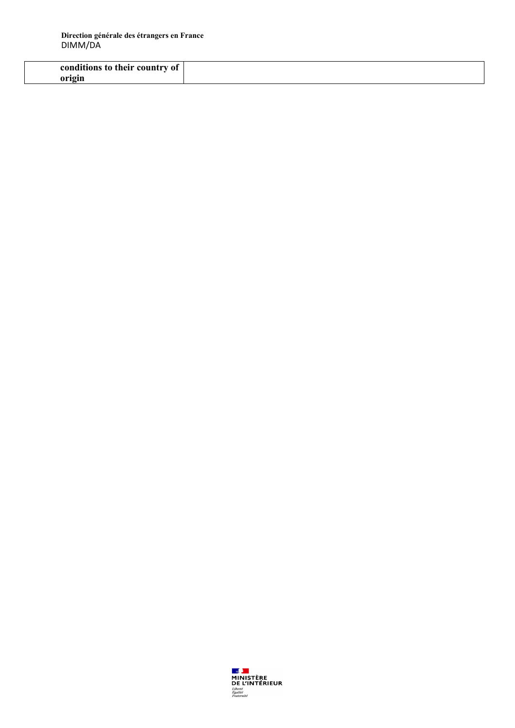| | |
|---|---|
| **conditions to their country of origin** | |